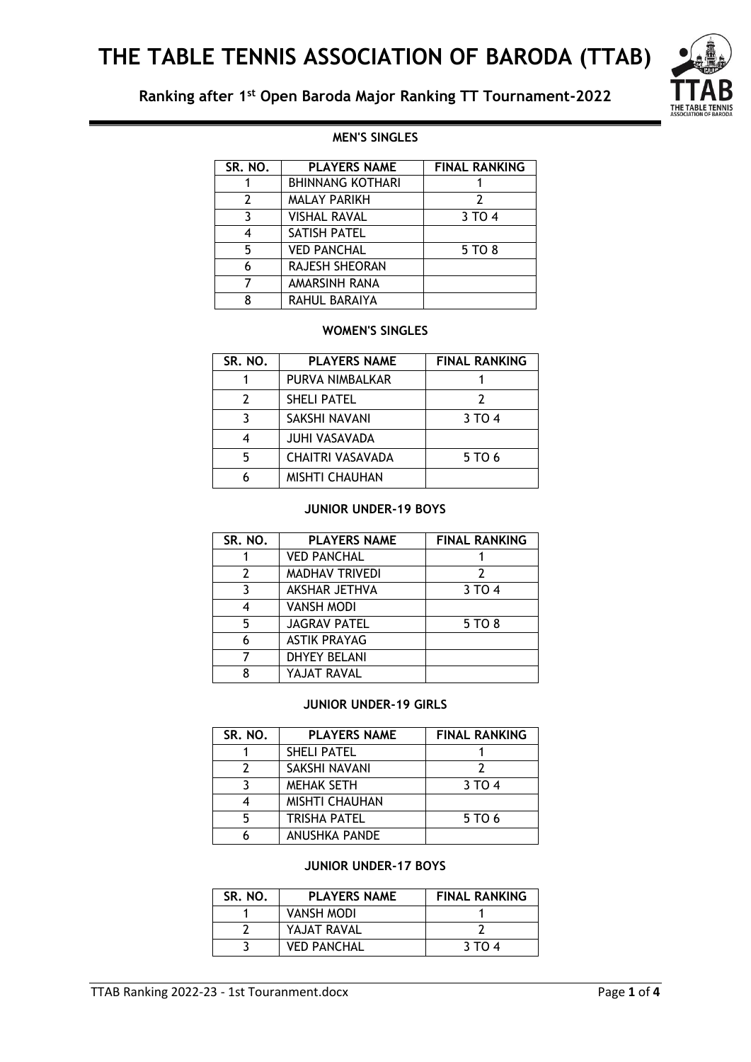# THE TABLE TENNIS ASSOCIATION OF BARODA (TTAB)

## Ranking after 1st Open Baroda Major Ranking TT Tournament-2022

### MEN'S SINGLES

| SR. NO. | PLAYERS NAME | FINAL RANKING |
|---|---|---|
| 1 | BHINNANG KOTHARI | 1 |
| 2 | MALAY PARIKH | 2 |
| 3 | VISHAL RAVAL | 3 TO 4 |
| 4 | SATISH PATEL | |
| 5 | VED PANCHAL | 5 TO 8 |
| 6 | RAJESH SHEORAN | |
| 7 | AMARSINH RANA | |
| 8 | RAHUL BARAIYA | |

### WOMEN'S SINGLES

| SR. NO. | PLAYERS NAME | FINAL RANKING |
|---|---|---|
| 1 | PURVA NIMBALKAR | 1 |
| 2 | SHELI PATEL | 2 |
| 3 | SAKSHI NAVANI | 3 TO 4 |
| 4 | JUHI VASAVADA | |
| 5 | CHAITRI VASAVADA | 5 TO 6 |
| 6 | MISHTI CHAUHAN | |

### JUNIOR UNDER-19 BOYS

| SR. NO. | PLAYERS NAME | FINAL RANKING |
|---|---|---|
| 1 | VED PANCHAL | 1 |
| 2 | MADHAV TRIVEDI | 2 |
| 3 | AKSHAR JETHVA | 3 TO 4 |
| 4 | VANSH MODI | |
| 5 | JAGRAV PATEL | 5 TO 8 |
| 6 | ASTIK PRAYAG | |
| 7 | DHYEY BELANI | |
| 8 | YAJAT RAVAL | |

### JUNIOR UNDER-19 GIRLS

| SR. NO. | PLAYERS NAME | FINAL RANKING |
|---|---|---|
| 1 | SHELI PATEL | 1 |
| 2 | SAKSHI NAVANI | 2 |
| 3 | MEHAK SETH | 3 TO 4 |
| 4 | MISHTI CHAUHAN | |
| 5 | TRISHA PATEL | 5 TO 6 |
| 6 | ANUSHKA PANDE | |

### JUNIOR UNDER-17 BOYS

| SR. NO. | PLAYERS NAME | FINAL RANKING |
|---|---|---|
| 1 | VANSH MODI | 1 |
| 2 | YAJAT RAVAL | 2 |
| 3 | VED PANCHAL | 3 TO 4 |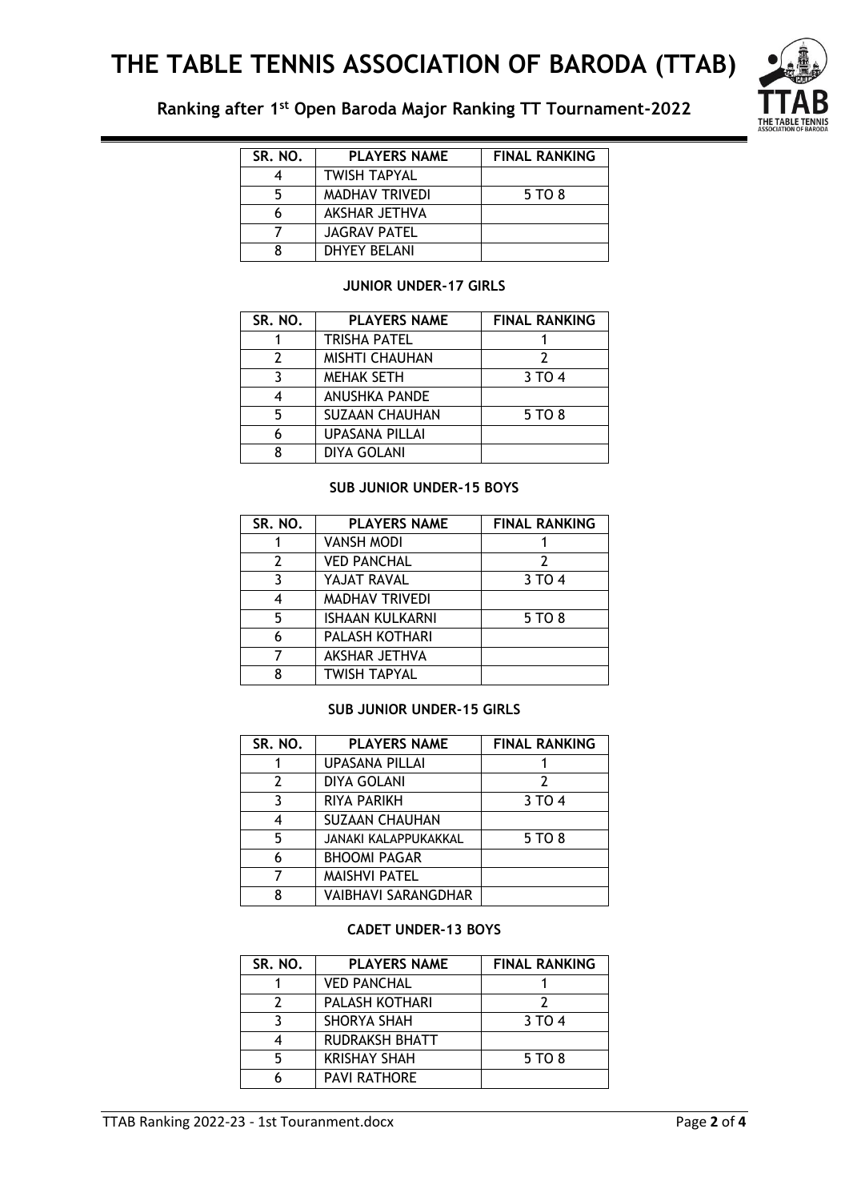| SR. NO. | PLAYERS NAME | FINAL RANKING |
|---|---|---|
| 4 | TWISH TAPYAL | |
| 5 | MADHAV TRIVEDI | 5 TO 8 |
| 6 | AKSHAR JETHVA | |
| 7 | JAGRAV PATEL | |
| 8 | DHYEY BELANI | |

### JUNIOR UNDER-17 GIRLS

| SR. NO. | PLAYERS NAME | FINAL RANKING |
|---|---|---|
| 1 | TRISHA PATEL | 1 |
| 2 | MISHTI CHAUHAN | 2 |
| 3 | MEHAK SETH | 3 TO 4 |
| 4 | ANUSHKA PANDE | |
| 5 | SUZAAN CHAUHAN | 5 TO 8 |
| 6 | UPASANA PILLAI | |
| 8 | DIYA GOLANI | |

### SUB JUNIOR UNDER-15 BOYS

| SR. NO. | PLAYERS NAME | FINAL RANKING |
|---|---|---|
| 1 | VANSH MODI | 1 |
| 2 | VED PANCHAL | 2 |
| 3 | YAJAT RAVAL | 3 TO 4 |
| 4 | MADHAV TRIVEDI | |
| 5 | ISHAAN KULKARNI | 5 TO 8 |
| 6 | PALASH KOTHARI | |
| 7 | AKSHAR JETHVA | |
| 8 | TWISH TAPYAL | |

### SUB JUNIOR UNDER-15 GIRLS

| SR. NO. | PLAYERS NAME | FINAL RANKING |
|---|---|---|
| 1 | UPASANA PILLAI | 1 |
| 2 | DIYA GOLANI | 2 |
| 3 | RIYA PARIKH | 3 TO 4 |
| 4 | SUZAAN CHAUHAN | |
| 5 | JANAKI KALAPPUKAKKAL | 5 TO 8 |
| 6 | BHOOMI PAGAR | |
| 7 | MAISHVI PATEL | |
| 8 | VAIBHAVI SARANGDHAR | |

### CADET UNDER-13 BOYS

| SR. NO. | PLAYERS NAME | FINAL RANKING |
|---|---|---|
| 1 | VED PANCHAL | 1 |
| 2 | PALASH KOTHARI | 2 |
| 3 | SHORYA SHAH | 3 TO 4 |
| 4 | RUDRAKSH BHATT | |
| 5 | KRISHAY SHAH | 5 TO 8 |
| 6 | PAVI RATHORE | |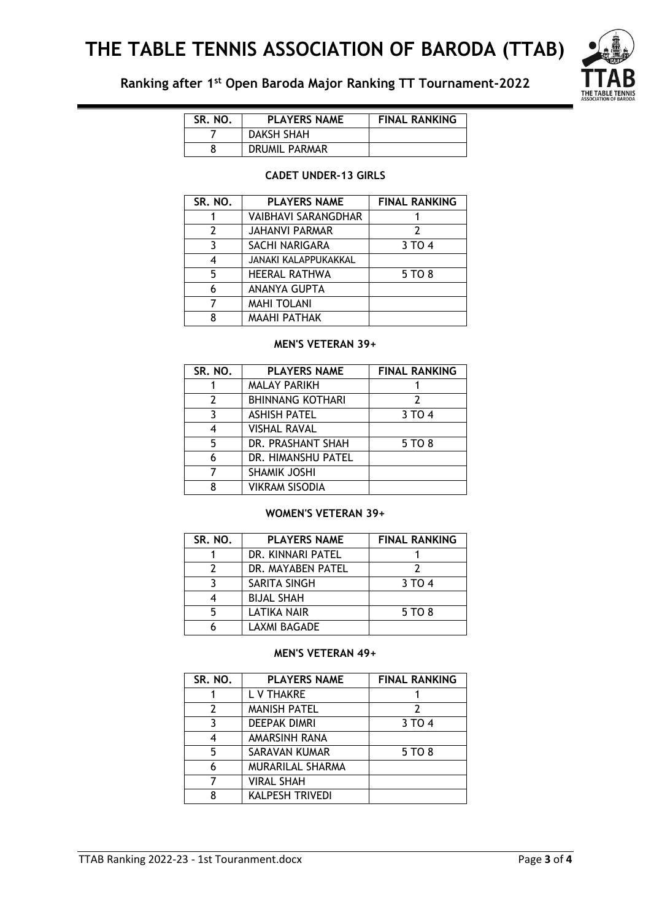| SR. NO. | PLAYERS NAME | FINAL RANKING |
|---|---|---|
| 7 | DAKSH SHAH | |
| 8 | DRUMIL PARMAR | |

**CADET UNDER-13 GIRLS**

| SR. NO. | PLAYERS NAME | FINAL RANKING |
|---|---|---|
| 1 | VAIBHAVI SARANGDHAR | 1 |
| 2 | JAHANVI PARMAR | 2 |
| 3 | SACHI NARIGARA | 3 TO 4 |
| 4 | JANAKI KALAPPUKAKKAL | |
| 5 | HEERAL RATHWA | 5 TO 8 |
| 6 | ANANYA GUPTA | |
| 7 | MAHI TOLANI | |
| 8 | MAAHI PATHAK | |

**MEN'S VETERAN 39+**

| SR. NO. | PLAYERS NAME | FINAL RANKING |
|---|---|---|
| 1 | MALAY PARIKH | 1 |
| 2 | BHINNANG KOTHARI | 2 |
| 3 | ASHISH PATEL | 3 TO 4 |
| 4 | VISHAL RAVAL | |
| 5 | DR. PRASHANT SHAH | 5 TO 8 |
| 6 | DR. HIMANSHU PATEL | |
| 7 | SHAMIK JOSHI | |
| 8 | VIKRAM SISODIA | |

**WOMEN'S VETERAN 39+**

| SR. NO. | PLAYERS NAME | FINAL RANKING |
|---|---|---|
| 1 | DR. KINNARI PATEL | 1 |
| 2 | DR. MAYABEN PATEL | 2 |
| 3 | SARITA SINGH | 3 TO 4 |
| 4 | BIJAL SHAH | |
| 5 | LATIKA NAIR | 5 TO 8 |
| 6 | LAXMI BAGADE | |

**MEN'S VETERAN 49+**

| SR. NO. | PLAYERS NAME | FINAL RANKING |
|---|---|---|
| 1 | L V THAKRE | 1 |
| 2 | MANISH PATEL | 2 |
| 3 | DEEPAK DIMRI | 3 TO 4 |
| 4 | AMARSINH RANA | |
| 5 | SARAVAN KUMAR | 5 TO 8 |
| 6 | MURARILAL SHARMA | |
| 7 | VIRAL SHAH | |
| 8 | KALPESH TRIVEDI | |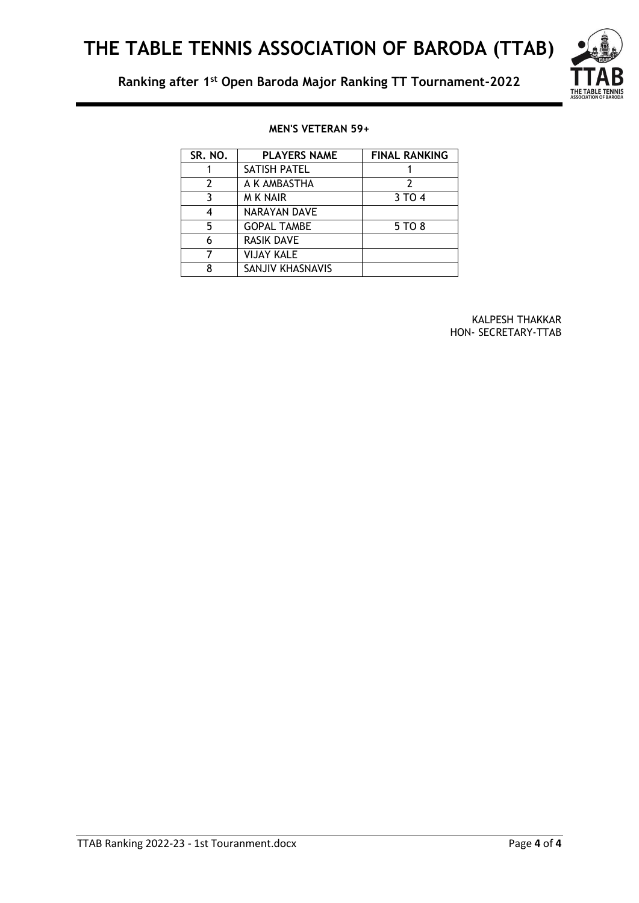# THE TABLE TENNIS ASSOCIATION OF BARODA (TTAB)

**Ranking after 1st Open Baroda Major Ranking TT Tournament-2022**

**MEN'S VETERAN 59+**

| SR. NO. | PLAYERS NAME | FINAL RANKING |
|---|---|---|
| 1 | SATISH PATEL | 1 |
| 2 | A K AMBASTHA | 2 |
| 3 | M K NAIR | 3 TO 4 |
| 4 | NARAYAN DAVE | |
| 5 | GOPAL TAMBE | 5 TO 8 |
| 6 | RASIK DAVE | |
| 7 | VIJAY KALE | |
| 8 | SANJIV KHASNAVIS | |

KALPESH THAKKAR
HON- SECRETARY-TTAB